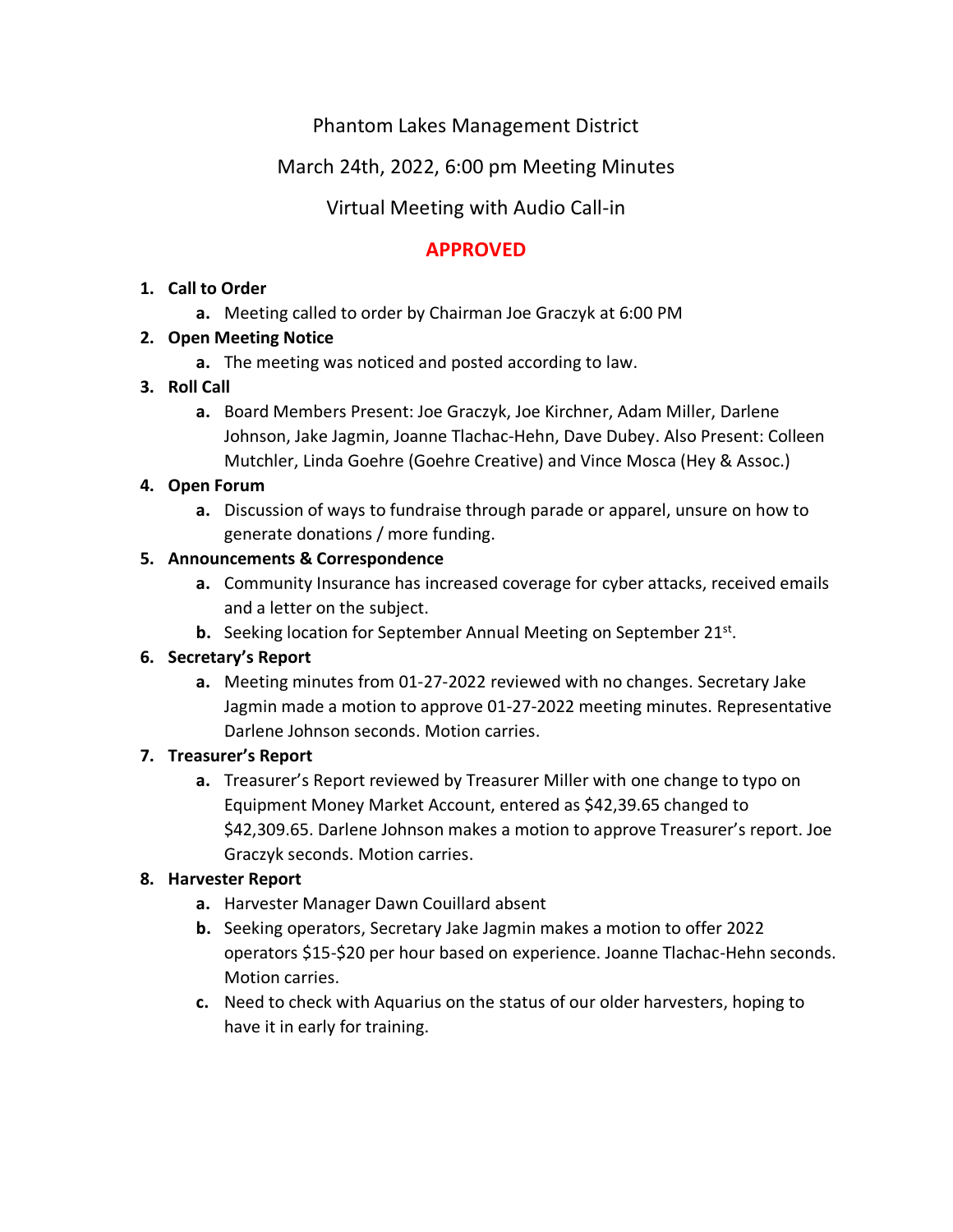# Phantom Lakes Management District

## March 24th, 2022, 6:00 pm Meeting Minutes

## Virtual Meeting with Audio Call-in

## APPROVED

1. **Call to Order**
   a. Meeting called to order by Chairman Joe Graczyk at 6:00 PM
2. **Open Meeting Notice**
   a. The meeting was noticed and posted according to law.
3. **Roll Call**
   a. Board Members Present: Joe Graczyk, Joe Kirchner, Adam Miller, Darlene Johnson, Jake Jagmin, Joanne Tlachac-Hehn, Dave Dubey. Also Present: Colleen Mutchler, Linda Goehre (Goehre Creative) and Vince Mosca (Hey & Assoc.)
4. **Open Forum**
   a. Discussion of ways to fundraise through parade or apparel, unsure on how to generate donations / more funding.
5. **Announcements & Correspondence**
   a. Community Insurance has increased coverage for cyber attacks, received emails and a letter on the subject.
   b. Seeking location for September Annual Meeting on September 21st.
6. **Secretary's Report**
   a. Meeting minutes from 01-27-2022 reviewed with no changes. Secretary Jake Jagmin made a motion to approve 01-27-2022 meeting minutes. Representative Darlene Johnson seconds. Motion carries.
7. **Treasurer's Report**
   a. Treasurer's Report reviewed by Treasurer Miller with one change to typo on Equipment Money Market Account, entered as $42,39.65 changed to $42,309.65. Darlene Johnson makes a motion to approve Treasurer's report. Joe Graczyk seconds. Motion carries.
8. **Harvester Report**
   a. Harvester Manager Dawn Couillard absent
   b. Seeking operators, Secretary Jake Jagmin makes a motion to offer 2022 operators $15-$20 per hour based on experience. Joanne Tlachac-Hehn seconds. Motion carries.
   c. Need to check with Aquarius on the status of our older harvesters, hoping to have it in early for training.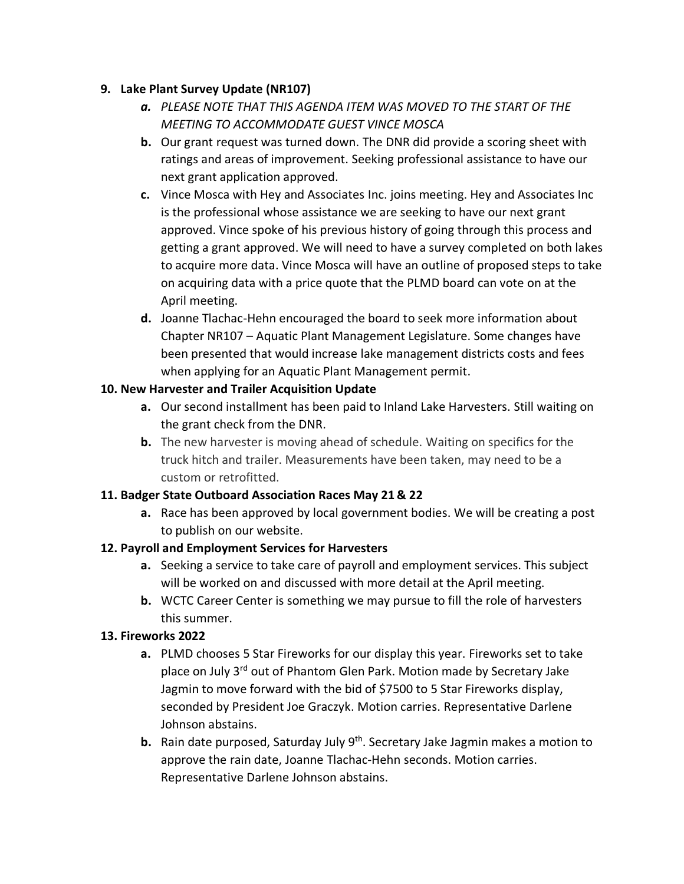**9. Lake Plant Survey Update (NR107)**

  a. *PLEASE NOTE THAT THIS AGENDA ITEM WAS MOVED TO THE START OF THE MEETING TO ACCOMMODATE GUEST VINCE MOSCA*
  b. Our grant request was turned down. The DNR did provide a scoring sheet with ratings and areas of improvement. Seeking professional assistance to have our next grant application approved.
  c. Vince Mosca with Hey and Associates Inc. joins meeting. Hey and Associates Inc is the professional whose assistance we are seeking to have our next grant approved. Vince spoke of his previous history of going through this process and getting a grant approved. We will need to have a survey completed on both lakes to acquire more data. Vince Mosca will have an outline of proposed steps to take on acquiring data with a price quote that the PLMD board can vote on at the April meeting.
  d. Joanne Tlachac-Hehn encouraged the board to seek more information about Chapter NR107 – Aquatic Plant Management Legislature. Some changes have been presented that would increase lake management districts costs and fees when applying for an Aquatic Plant Management permit.

**10. New Harvester and Trailer Acquisition Update**

  a. Our second installment has been paid to Inland Lake Harvesters. Still waiting on the grant check from the DNR.
  b. The new harvester is moving ahead of schedule. Waiting on specifics for the truck hitch and trailer. Measurements have been taken, may need to be a custom or retrofitted.

**11. Badger State Outboard Association Races May 21 & 22**

  a. Race has been approved by local government bodies. We will be creating a post to publish on our website.

**12. Payroll and Employment Services for Harvesters**

  a. Seeking a service to take care of payroll and employment services. This subject will be worked on and discussed with more detail at the April meeting.
  b. WCTC Career Center is something we may pursue to fill the role of harvesters this summer.

**13. Fireworks 2022**

  a. PLMD chooses 5 Star Fireworks for our display this year. Fireworks set to take place on July 3rd out of Phantom Glen Park. Motion made by Secretary Jake Jagmin to move forward with the bid of $7500 to 5 Star Fireworks display, seconded by President Joe Graczyk. Motion carries. Representative Darlene Johnson abstains.
  b. Rain date purposed, Saturday July 9th. Secretary Jake Jagmin makes a motion to approve the rain date, Joanne Tlachac-Hehn seconds. Motion carries. Representative Darlene Johnson abstains.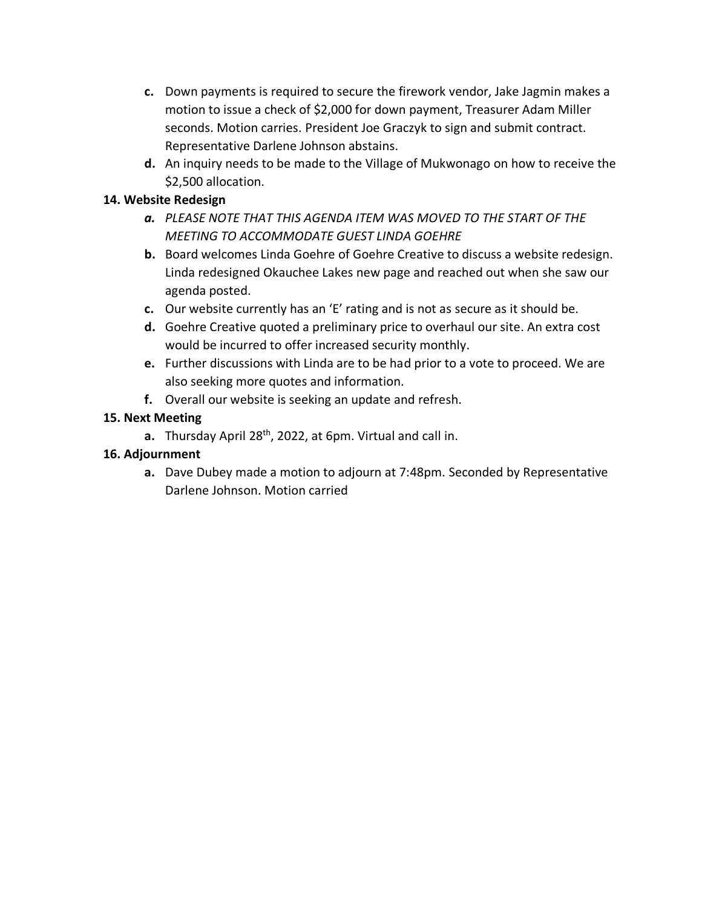c. Down payments is required to secure the firework vendor, Jake Jagmin makes a motion to issue a check of $2,000 for down payment, Treasurer Adam Miller seconds. Motion carries. President Joe Graczyk to sign and submit contract. Representative Darlene Johnson abstains.

d. An inquiry needs to be made to the Village of Mukwonago on how to receive the $2,500 allocation.

**14. Website Redesign**

*a. PLEASE NOTE THAT THIS AGENDA ITEM WAS MOVED TO THE START OF THE MEETING TO ACCOMMODATE GUEST LINDA GOEHRE*

b. Board welcomes Linda Goehre of Goehre Creative to discuss a website redesign. Linda redesigned Okauchee Lakes new page and reached out when she saw our agenda posted.

c. Our website currently has an 'E' rating and is not as secure as it should be.

d. Goehre Creative quoted a preliminary price to overhaul our site. An extra cost would be incurred to offer increased security monthly.

e. Further discussions with Linda are to be had prior to a vote to proceed. We are also seeking more quotes and information.

f. Overall our website is seeking an update and refresh.

**15. Next Meeting**

a. Thursday April 28th, 2022, at 6pm. Virtual and call in.

**16. Adjournment**

a. Dave Dubey made a motion to adjourn at 7:48pm. Seconded by Representative Darlene Johnson. Motion carried